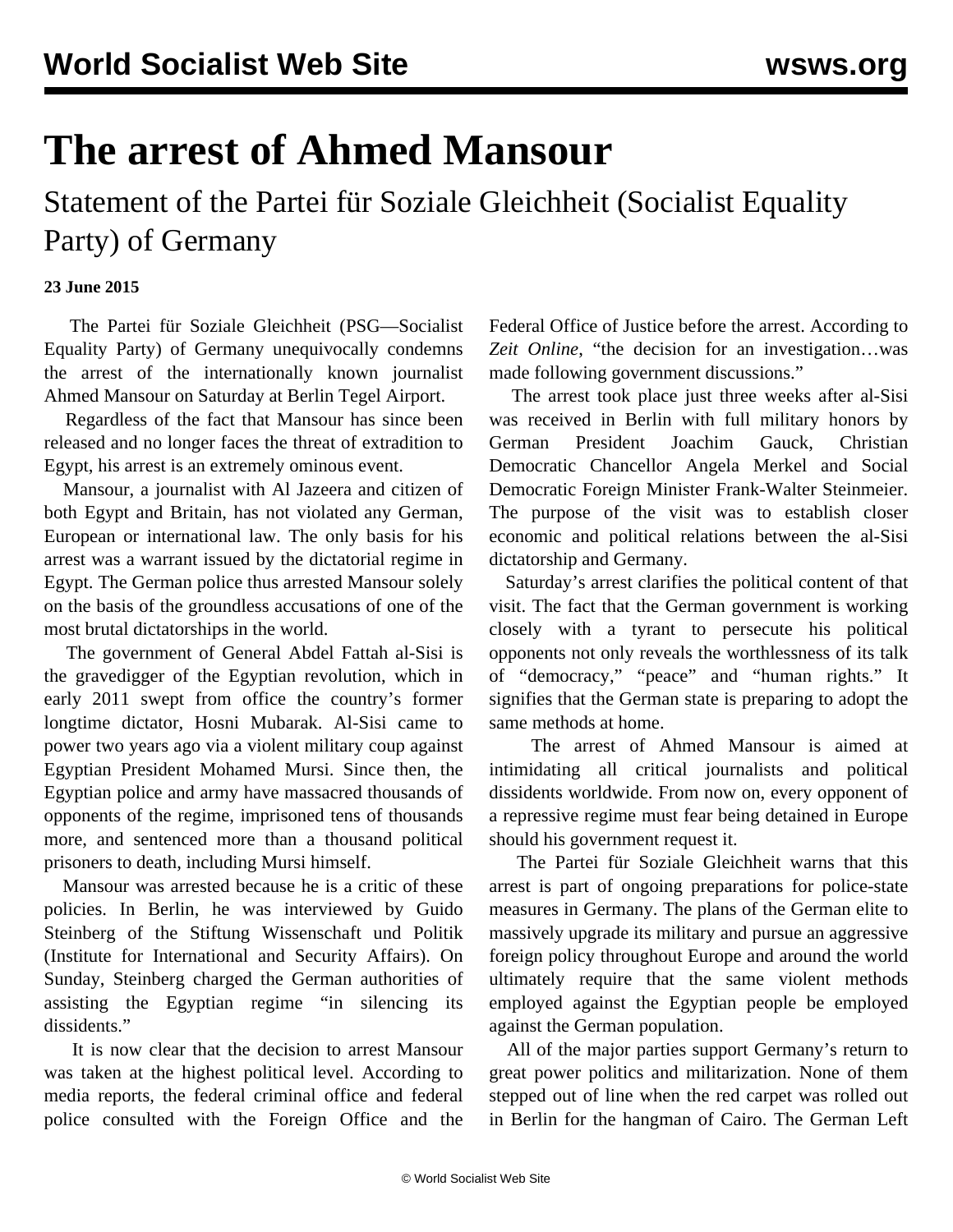# The arrest of Ahmed Mansour

## Statement of the Partei für Soziale Gleichheit (Socialist Equality Party) of Germany

**23 June 2015**

The Partei für Soziale Gleichheit (PSG—Socialist Equality Party) of Germany unequivocally condemns the arrest of the internationally known journalist Ahmed Mansour on Saturday at Berlin Tegel Airport.

Regardless of the fact that Mansour has since been released and no longer faces the threat of extradition to Egypt, his arrest is an extremely ominous event.

Mansour, a journalist with Al Jazeera and citizen of both Egypt and Britain, has not violated any German, European or international law. The only basis for his arrest was a warrant issued by the dictatorial regime in Egypt. The German police thus arrested Mansour solely on the basis of the groundless accusations of one of the most brutal dictatorships in the world.

The government of General Abdel Fattah al-Sisi is the gravedigger of the Egyptian revolution, which in early 2011 swept from office the country's former longtime dictator, Hosni Mubarak. Al-Sisi came to power two years ago via a violent military coup against Egyptian President Mohamed Mursi. Since then, the Egyptian police and army have massacred thousands of opponents of the regime, imprisoned tens of thousands more, and sentenced more than a thousand political prisoners to death, including Mursi himself.

Mansour was arrested because he is a critic of these policies. In Berlin, he was interviewed by Guido Steinberg of the Stiftung Wissenschaft und Politik (Institute for International and Security Affairs). On Sunday, Steinberg charged the German authorities of assisting the Egyptian regime "in silencing its dissidents."

It is now clear that the decision to arrest Mansour was taken at the highest political level. According to media reports, the federal criminal office and federal police consulted with the Foreign Office and the Federal Office of Justice before the arrest. According to *Zeit Online*, "the decision for an investigation…was made following government discussions."

The arrest took place just three weeks after al-Sisi was received in Berlin with full military honors by German President Joachim Gauck, Christian Democratic Chancellor Angela Merkel and Social Democratic Foreign Minister Frank-Walter Steinmeier. The purpose of the visit was to establish closer economic and political relations between the al-Sisi dictatorship and Germany.

Saturday's arrest clarifies the political content of that visit. The fact that the German government is working closely with a tyrant to persecute his political opponents not only reveals the worthlessness of its talk of "democracy," "peace" and "human rights." It signifies that the German state is preparing to adopt the same methods at home.

The arrest of Ahmed Mansour is aimed at intimidating all critical journalists and political dissidents worldwide. From now on, every opponent of a repressive regime must fear being detained in Europe should his government request it.

The Partei für Soziale Gleichheit warns that this arrest is part of ongoing preparations for police-state measures in Germany. The plans of the German elite to massively upgrade its military and pursue an aggressive foreign policy throughout Europe and around the world ultimately require that the same violent methods employed against the Egyptian people be employed against the German population.

All of the major parties support Germany's return to great power politics and militarization. None of them stepped out of line when the red carpet was rolled out in Berlin for the hangman of Cairo. The German Left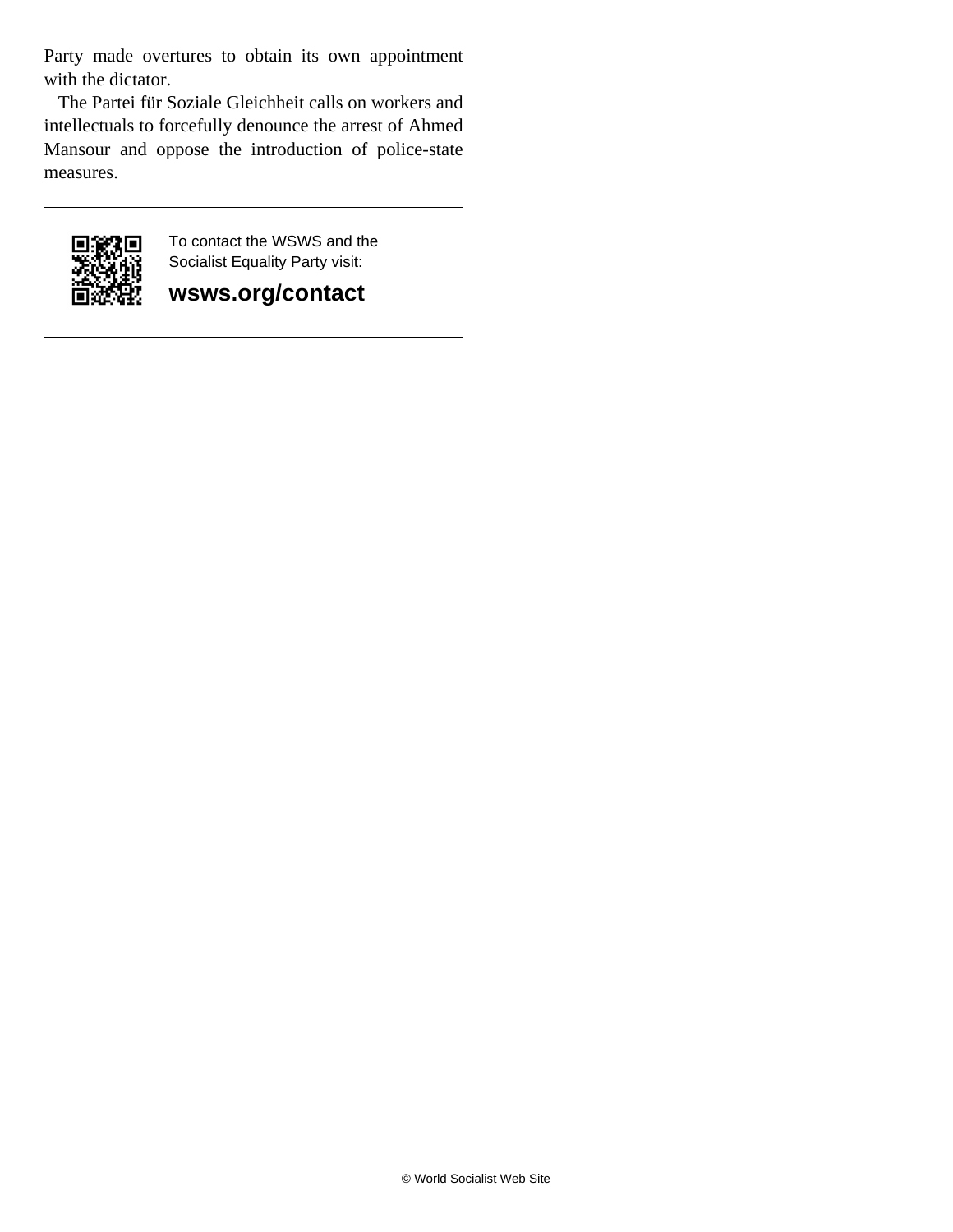Party made overtures to obtain its own appointment with the dictator.

The Partei für Soziale Gleichheit calls on workers and intellectuals to forcefully denounce the arrest of Ahmed Mansour and oppose the introduction of police-state measures.

To contact the WSWS and the Socialist Equality Party visit:

**wsws.org/contact**